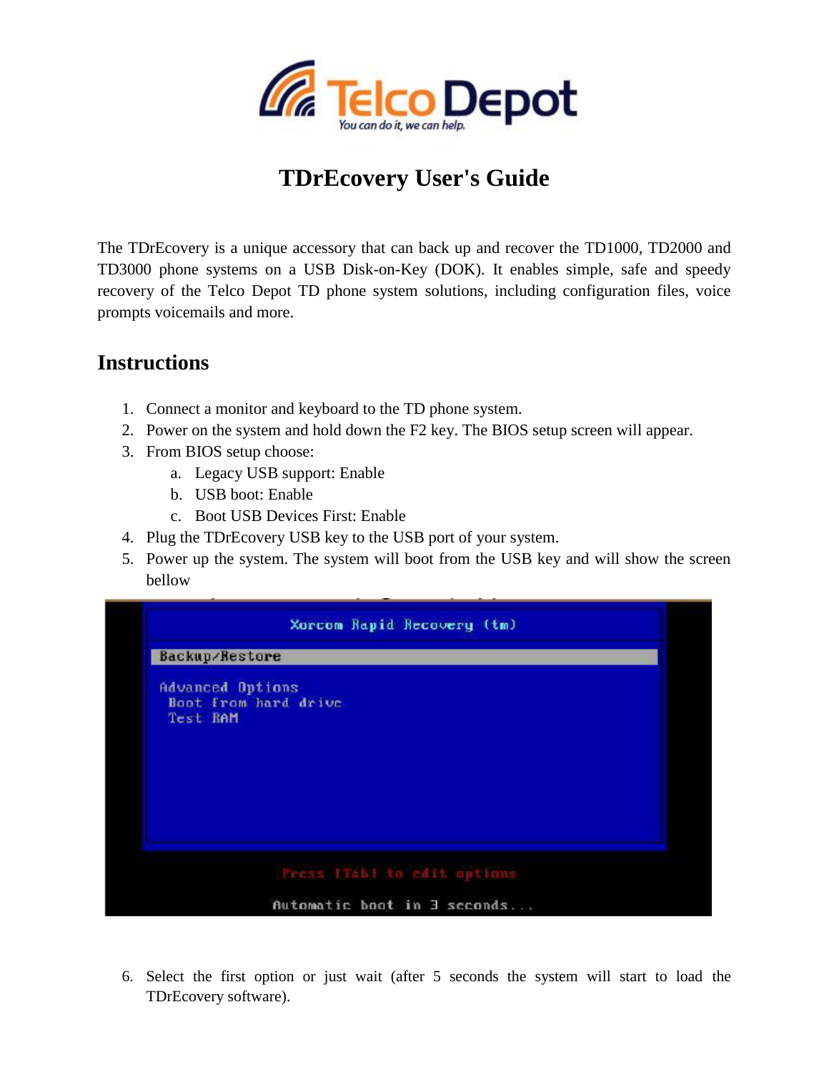# TDrEcovery User's Guide

The TDrEcovery is a unique accessory that can back up and recover the TD1000, TD2000 and TD3000 phone systems on a USB Disk-on-Key (DOK). It enables simple, safe and speedy recovery of the Telco Depot TD phone system solutions, including configuration files, voice prompts voicemails and more.

## Instructions

1. Connect a monitor and keyboard to the TD phone system.
2. Power on the system and hold down the F2 key. The BIOS setup screen will appear.
3. From BIOS setup choose:
   a. Legacy USB support: Enable
   b. USB boot: Enable
   c. Boot USB Devices First: Enable
4. Plug the TDrEcovery USB key to the USB port of your system.
5. Power up the system. The system will boot from the USB key and will show the screen bellow

6. Select the first option or just wait (after 5 seconds the system will start to load the TDrEcovery software).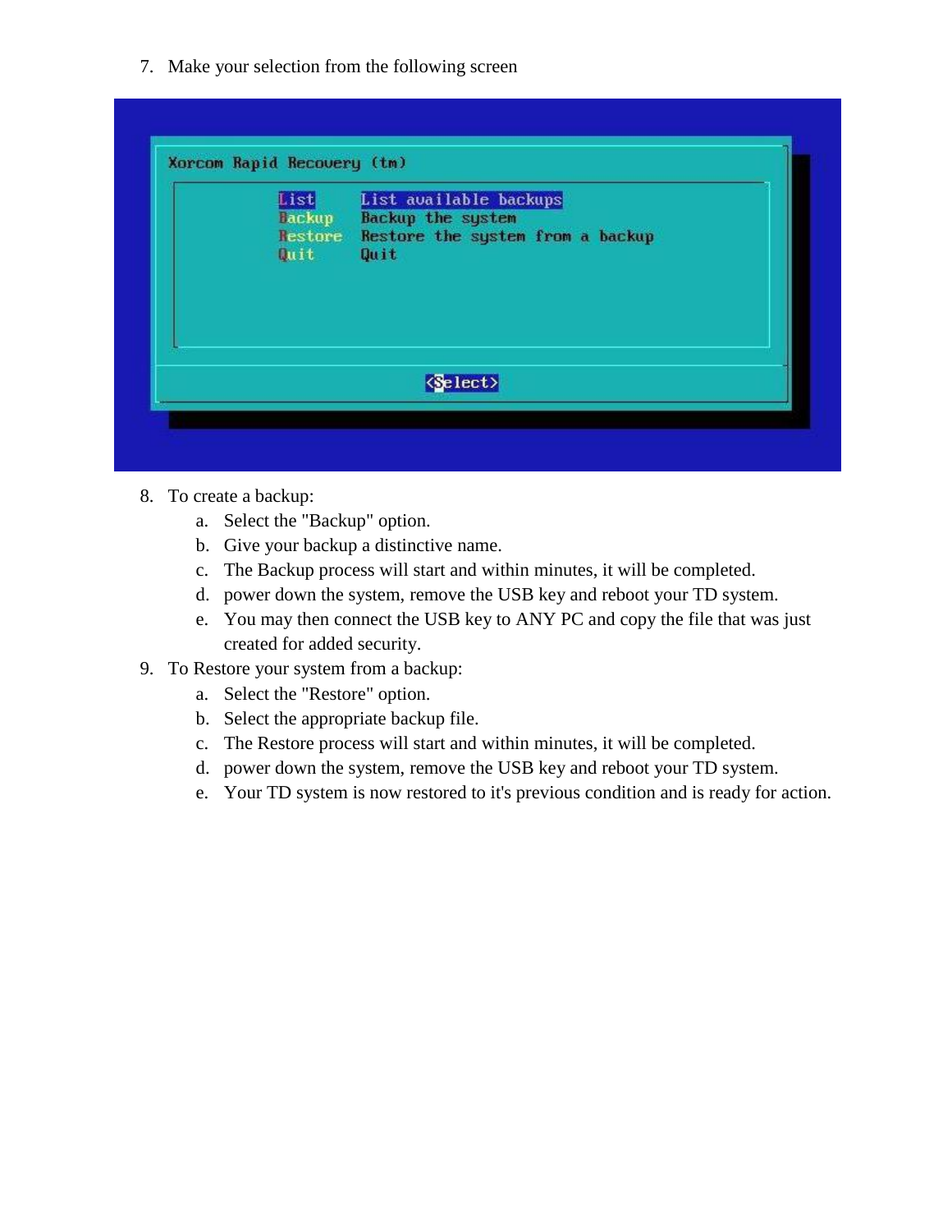7. Make your selection from the following screen

```
Xorcom Rapid Recovery (tm)

        List       List available backups
        Backup     Backup the system
        Restore    Restore the system from a backup
        Quit       Quit

                    <Select>
```

8. To create a backup:
   a. Select the "Backup" option.
   b. Give your backup a distinctive name.
   c. The Backup process will start and within minutes, it will be completed.
   d. power down the system, remove the USB key and reboot your TD system.
   e. You may then connect the USB key to ANY PC and copy the file that was just created for added security.
9. To Restore your system from a backup:
   a. Select the "Restore" option.
   b. Select the appropriate backup file.
   c. The Restore process will start and within minutes, it will be completed.
   d. power down the system, remove the USB key and reboot your TD system.
   e. Your TD system is now restored to it's previous condition and is ready for action.